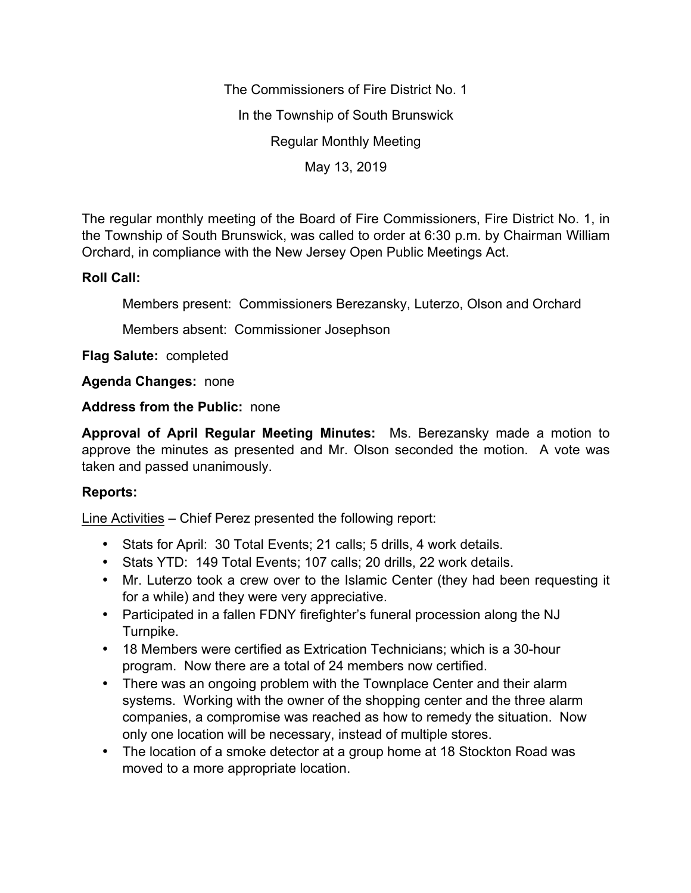The Commissioners of Fire District No. 1

In the Township of South Brunswick

Regular Monthly Meeting

May 13, 2019

The regular monthly meeting of the Board of Fire Commissioners, Fire District No. 1, in the Township of South Brunswick, was called to order at 6:30 p.m. by Chairman William Orchard, in compliance with the New Jersey Open Public Meetings Act.

**Roll Call:**

Members present: Commissioners Berezansky, Luterzo, Olson and Orchard

Members absent: Commissioner Josephson

**Flag Salute:** completed

**Agenda Changes:** none

**Address from the Public:** none

**Approval of April Regular Meeting Minutes:** Ms. Berezansky made a motion to approve the minutes as presented and Mr. Olson seconded the motion. A vote was taken and passed unanimously.

**Reports:**

Line Activities – Chief Perez presented the following report:

- Stats for April: 30 Total Events; 21 calls; 5 drills, 4 work details.
- Stats YTD: 149 Total Events; 107 calls; 20 drills, 22 work details.
- Mr. Luterzo took a crew over to the Islamic Center (they had been requesting it for a while) and they were very appreciative.
- Participated in a fallen FDNY firefighter's funeral procession along the NJ Turnpike.
- 18 Members were certified as Extrication Technicians; which is a 30-hour program. Now there are a total of 24 members now certified.
- There was an ongoing problem with the Townplace Center and their alarm systems. Working with the owner of the shopping center and the three alarm companies, a compromise was reached as how to remedy the situation. Now only one location will be necessary, instead of multiple stores.
- The location of a smoke detector at a group home at 18 Stockton Road was moved to a more appropriate location.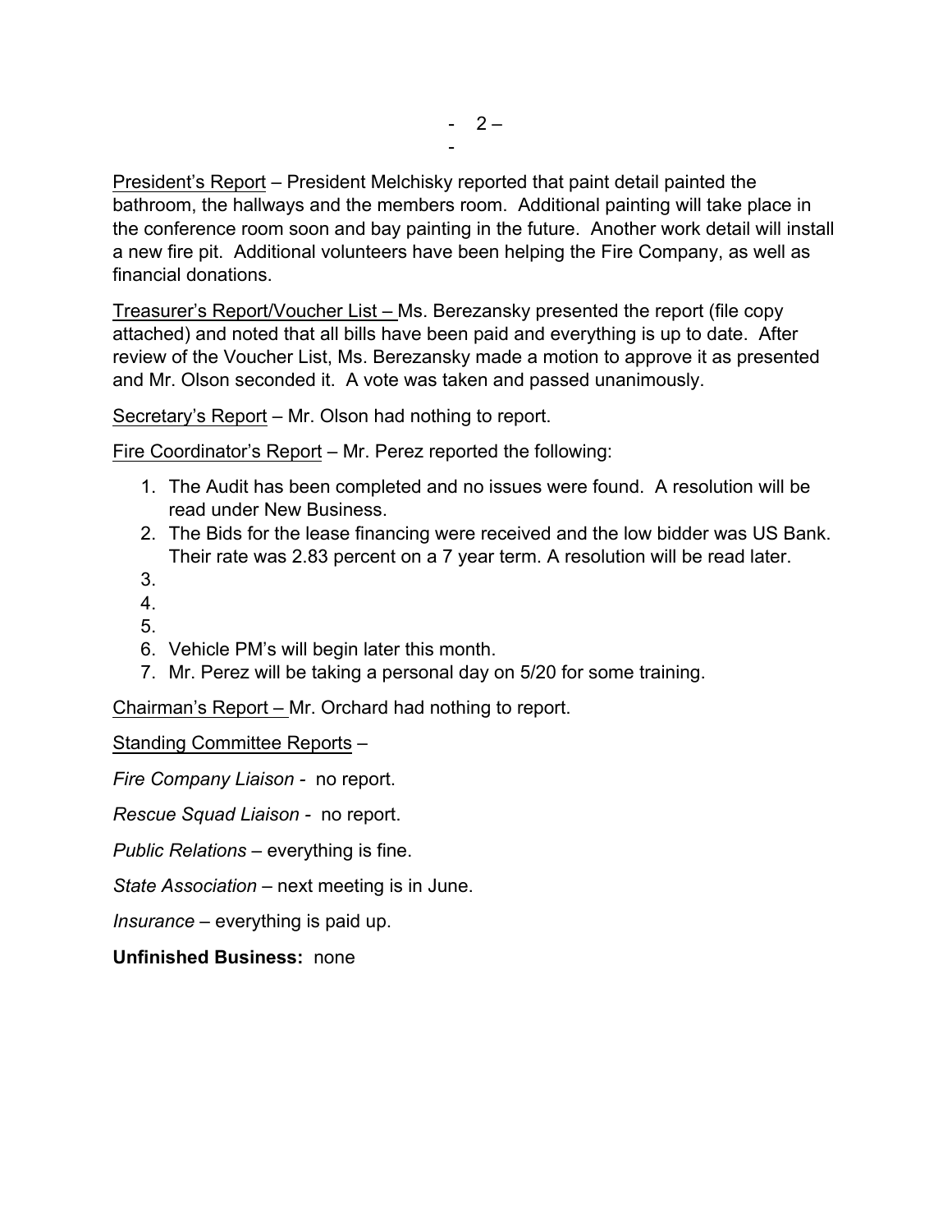President's Report – President Melchisky reported that paint detail painted the bathroom, the hallways and the members room. Additional painting will take place in the conference room soon and bay painting in the future. Another work detail will install a new fire pit. Additional volunteers have been helping the Fire Company, as well as financial donations.

Treasurer's Report/Voucher List – Ms. Berezansky presented the report (file copy attached) and noted that all bills have been paid and everything is up to date. After review of the Voucher List, Ms. Berezansky made a motion to approve it as presented and Mr. Olson seconded it. A vote was taken and passed unanimously.

Secretary's Report – Mr. Olson had nothing to report.

Fire Coordinator's Report – Mr. Perez reported the following:

1. The Audit has been completed and no issues were found. A resolution will be read under New Business.
2. The Bids for the lease financing were received and the low bidder was US Bank. Their rate was 2.83 percent on a 7 year term. A resolution will be read later.
3. 
4. 
5. 
6. Vehicle PM's will begin later this month.
7. Mr. Perez will be taking a personal day on 5/20 for some training.

Chairman's Report – Mr. Orchard had nothing to report.

Standing Committee Reports –

*Fire Company Liaison* - no report.

*Rescue Squad Liaison* - no report.

*Public Relations* – everything is fine.

*State Association* – next meeting is in June.

*Insurance* – everything is paid up.

**Unfinished Business:** none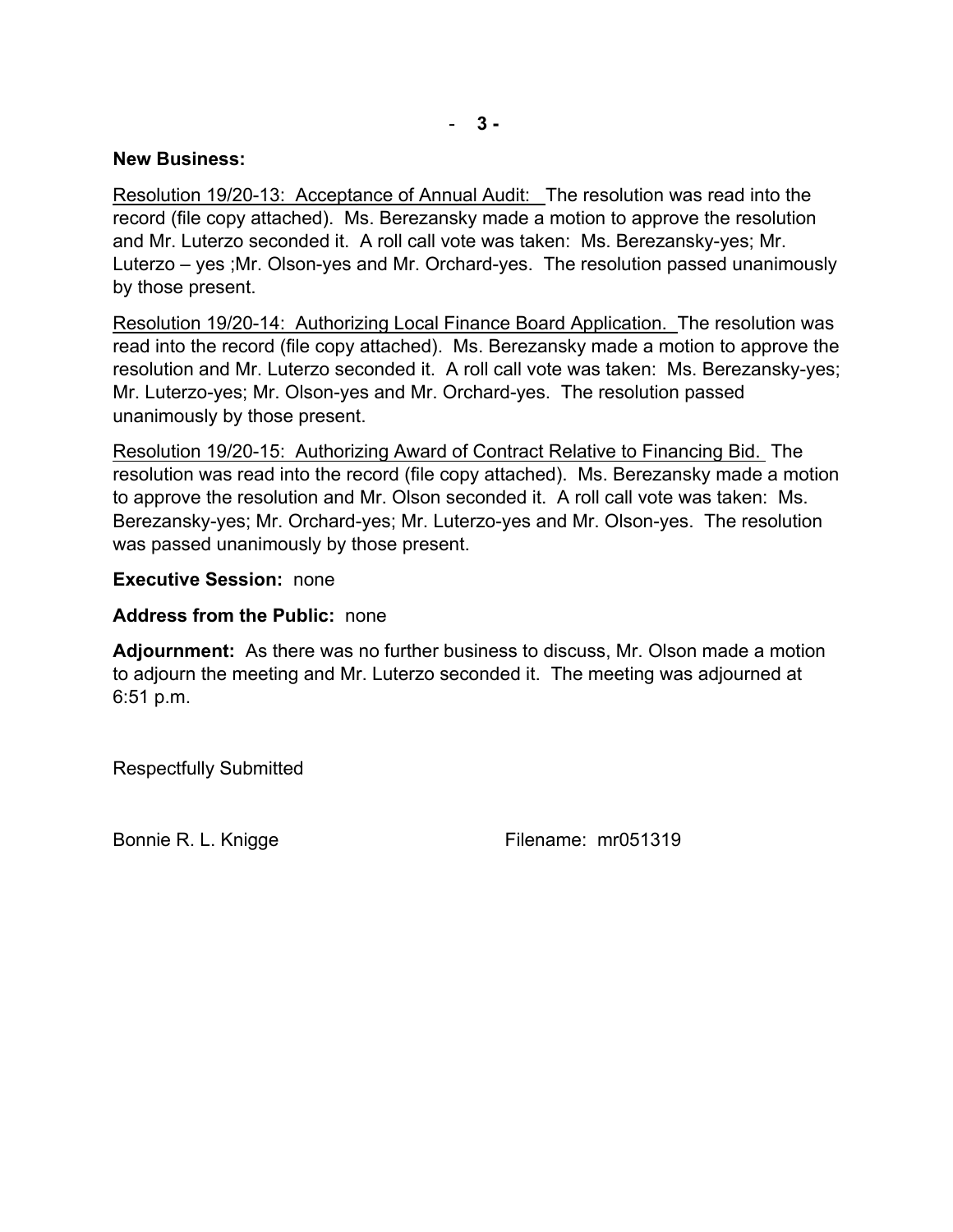**New Business:**

Resolution 19/20-13: Acceptance of Annual Audit: The resolution was read into the record (file copy attached). Ms. Berezansky made a motion to approve the resolution and Mr. Luterzo seconded it. A roll call vote was taken: Ms. Berezansky-yes; Mr. Luterzo – yes ;Mr. Olson-yes and Mr. Orchard-yes. The resolution passed unanimously by those present.

Resolution 19/20-14: Authorizing Local Finance Board Application. The resolution was read into the record (file copy attached). Ms. Berezansky made a motion to approve the resolution and Mr. Luterzo seconded it. A roll call vote was taken: Ms. Berezansky-yes; Mr. Luterzo-yes; Mr. Olson-yes and Mr. Orchard-yes. The resolution passed unanimously by those present.

Resolution 19/20-15: Authorizing Award of Contract Relative to Financing Bid. The resolution was read into the record (file copy attached). Ms. Berezansky made a motion to approve the resolution and Mr. Olson seconded it. A roll call vote was taken: Ms. Berezansky-yes; Mr. Orchard-yes; Mr. Luterzo-yes and Mr. Olson-yes. The resolution was passed unanimously by those present.

**Executive Session:** none

**Address from the Public:** none

**Adjournment:** As there was no further business to discuss, Mr. Olson made a motion to adjourn the meeting and Mr. Luterzo seconded it. The meeting was adjourned at 6:51 p.m.

Respectfully Submitted

Bonnie R. L. Knigge Filename: mr051319